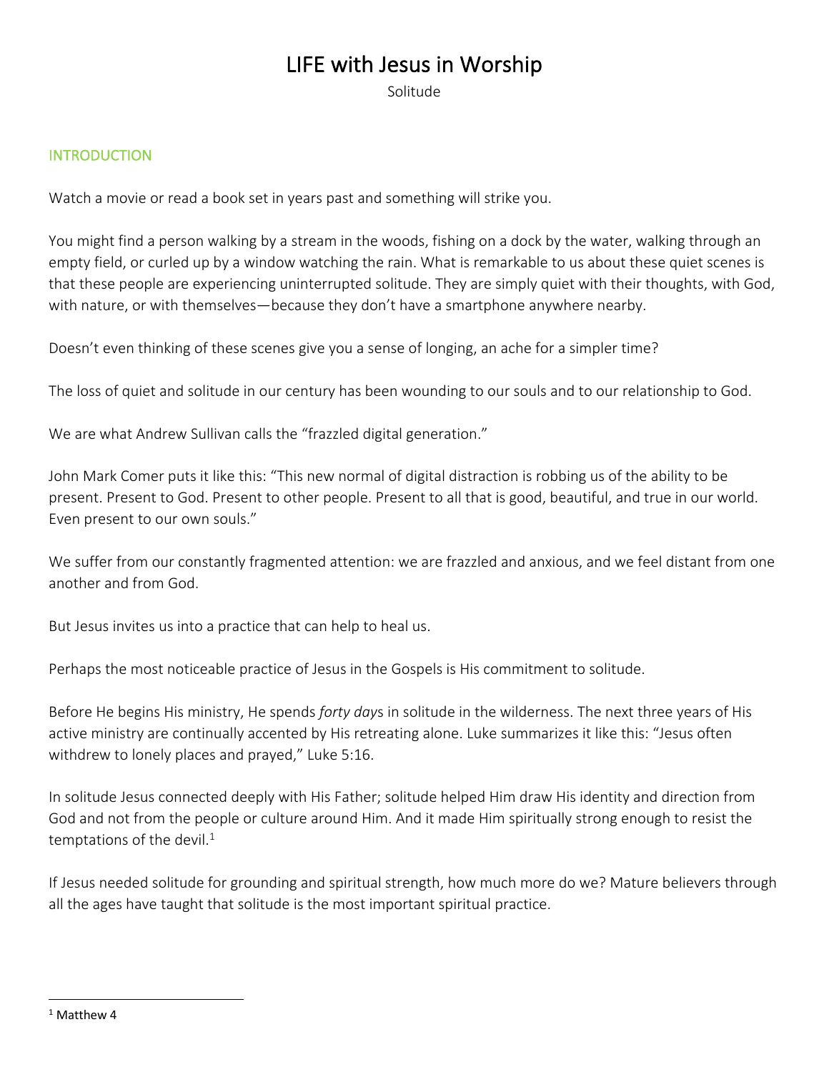# LIFE with Jesus in Worship

Solitude

## INTRODUCTION

Watch a movie or read a book set in years past and something will strike you.

You might find a person walking by a stream in the woods, fishing on a dock by the water, walking through an empty field, or curled up by a window watching the rain. What is remarkable to us about these quiet scenes is that these people are experiencing uninterrupted solitude. They are simply quiet with their thoughts, with God, with nature, or with themselves—because they don't have a smartphone anywhere nearby.

Doesn't even thinking of these scenes give you a sense of longing, an ache for a simpler time?

The loss of quiet and solitude in our century has been wounding to our souls and to our relationship to God.

We are what Andrew Sullivan calls the "frazzled digital generation."

John Mark Comer puts it like this: "This new normal of digital distraction is robbing us of the ability to be present. Present to God. Present to other people. Present to all that is good, beautiful, and true in our world. Even present to our own souls."

We suffer from our constantly fragmented attention: we are frazzled and anxious, and we feel distant from one another and from God.

But Jesus invites us into a practice that can help to heal us.

Perhaps the most noticeable practice of Jesus in the Gospels is His commitment to solitude.

Before He begins His ministry, He spends *forty day*s in solitude in the wilderness. The next three years of His active ministry are continually accented by His retreating alone. Luke summarizes it like this: "Jesus often withdrew to lonely places and prayed," Luke 5:16.

In solitude Jesus connected deeply with His Father; solitude helped Him draw His identity and direction from God and not from the people or culture around Him. And it made Him spiritually strong enough to resist the temptations of the devil.[1]

If Jesus needed solitude for grounding and spiritual strength, how much more do we? Mature believers through all the ages have taught that solitude is the most important spiritual practice.

[1] Matthew 4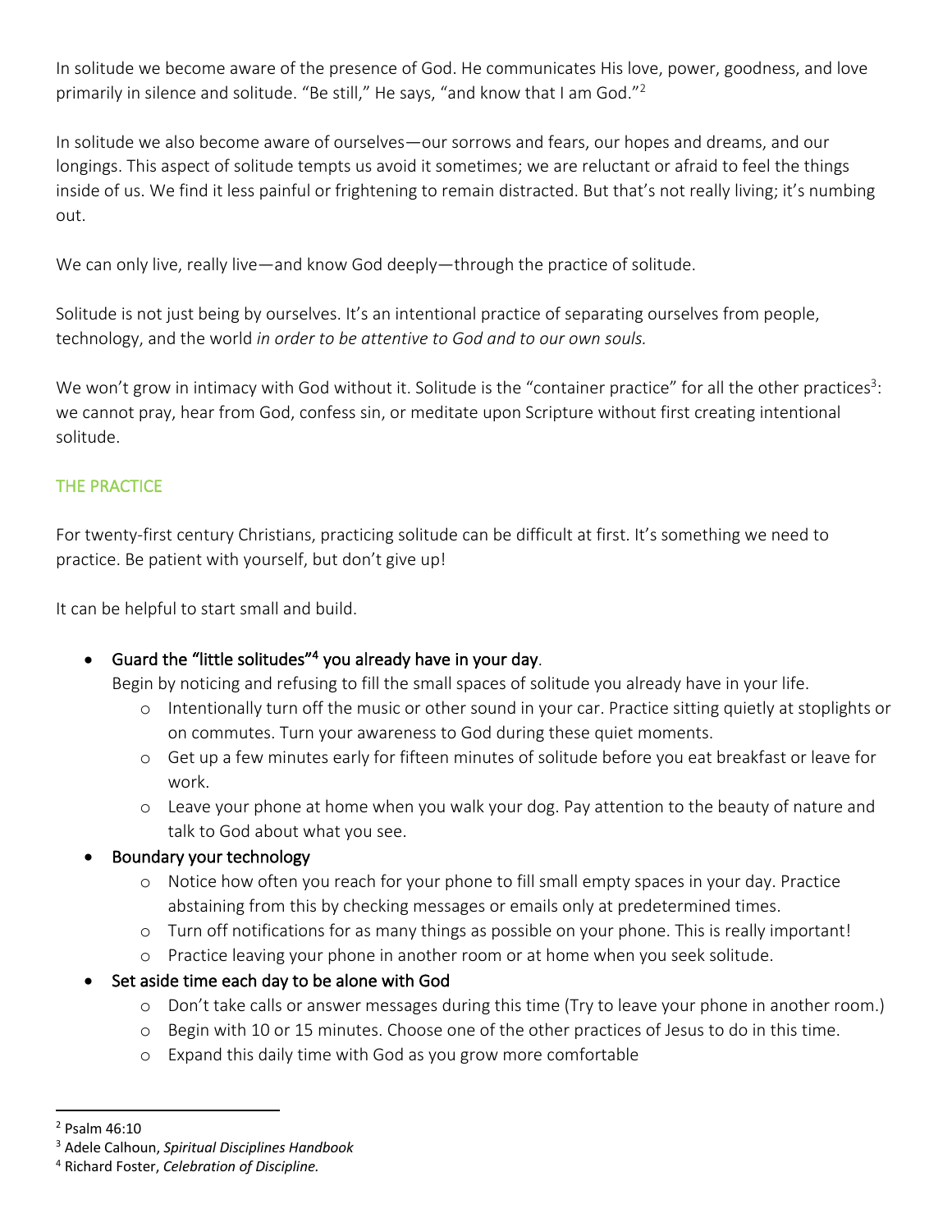In solitude we become aware of the presence of God. He communicates His love, power, goodness, and love primarily in silence and solitude. "Be still," He says, "and know that I am God."[2]

In solitude we also become aware of ourselves—our sorrows and fears, our hopes and dreams, and our longings. This aspect of solitude tempts us avoid it sometimes; we are reluctant or afraid to feel the things inside of us. We find it less painful or frightening to remain distracted. But that's not really living; it's numbing out.

We can only live, really live—and know God deeply—through the practice of solitude.

Solitude is not just being by ourselves. It's an intentional practice of separating ourselves from people, technology, and the world *in order to be attentive to God and to our own souls.*

We won't grow in intimacy with God without it. Solitude is the "container practice" for all the other practices[3]: we cannot pray, hear from God, confess sin, or meditate upon Scripture without first creating intentional solitude.

## THE PRACTICE

For twenty-first century Christians, practicing solitude can be difficult at first. It's something we need to practice. Be patient with yourself, but don't give up!

It can be helpful to start small and build.

- Guard the "little solitudes"[4] you already have in your day.
  Begin by noticing and refusing to fill the small spaces of solitude you already have in your life.
  - Intentionally turn off the music or other sound in your car. Practice sitting quietly at stoplights or on commutes. Turn your awareness to God during these quiet moments.
  - Get up a few minutes early for fifteen minutes of solitude before you eat breakfast or leave for work.
  - Leave your phone at home when you walk your dog. Pay attention to the beauty of nature and talk to God about what you see.
- Boundary your technology
  - Notice how often you reach for your phone to fill small empty spaces in your day. Practice abstaining from this by checking messages or emails only at predetermined times.
  - Turn off notifications for as many things as possible on your phone. This is really important!
  - Practice leaving your phone in another room or at home when you seek solitude.
- Set aside time each day to be alone with God
  - Don't take calls or answer messages during this time (Try to leave your phone in another room.)
  - Begin with 10 or 15 minutes. Choose one of the other practices of Jesus to do in this time.
  - Expand this daily time with God as you grow more comfortable

---

[2] Psalm 46:10

[3] Adele Calhoun, *Spiritual Disciplines Handbook*

[4] Richard Foster, *Celebration of Discipline.*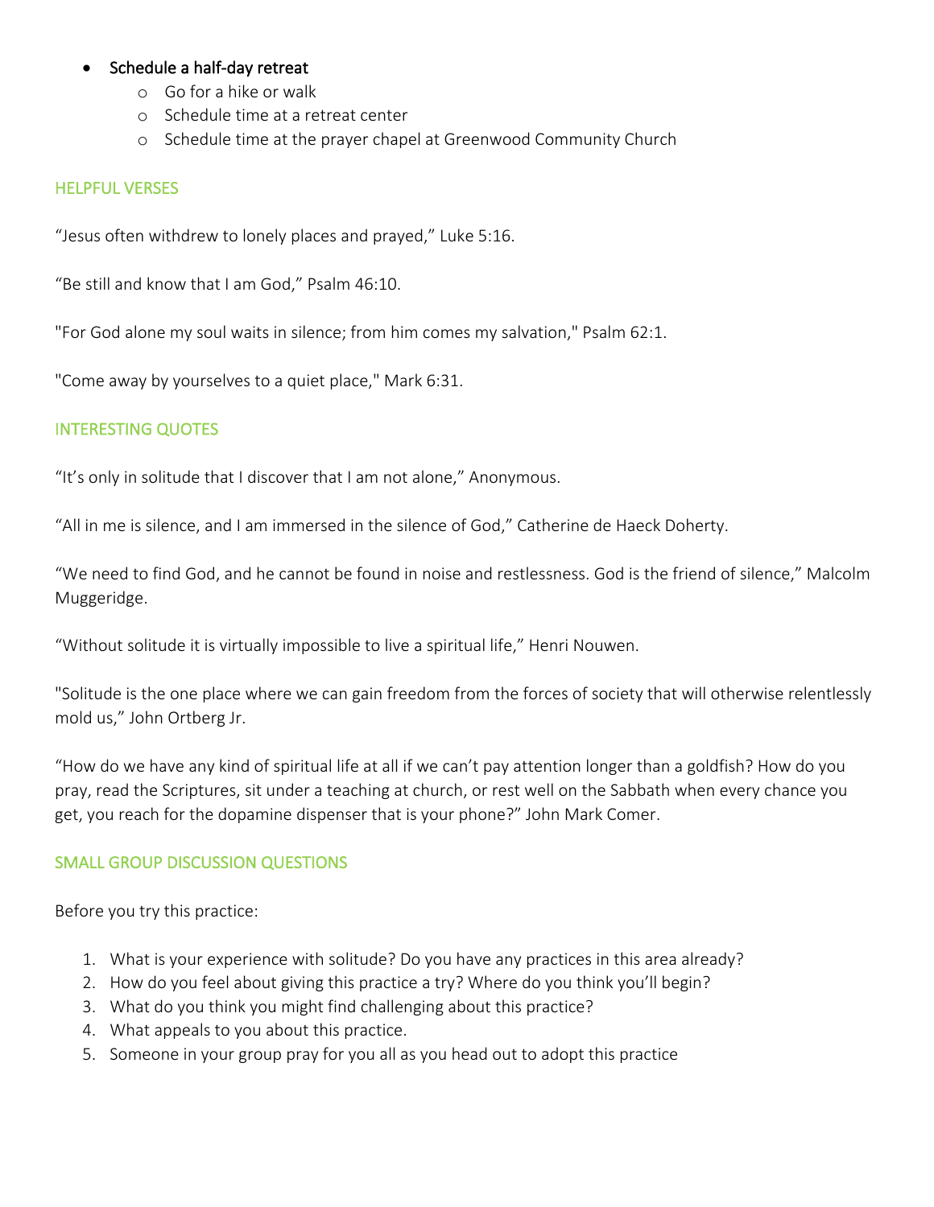- Schedule a half-day retreat
  - Go for a hike or walk
  - Schedule time at a retreat center
  - Schedule time at the prayer chapel at Greenwood Community Church

## HELPFUL VERSES

"Jesus often withdrew to lonely places and prayed," Luke 5:16.

"Be still and know that I am God," Psalm 46:10.

"For God alone my soul waits in silence; from him comes my salvation," Psalm 62:1.

"Come away by yourselves to a quiet place," Mark 6:31.

## INTERESTING QUOTES

"It's only in solitude that I discover that I am not alone," Anonymous.

"All in me is silence, and I am immersed in the silence of God," Catherine de Haeck Doherty.

"We need to find God, and he cannot be found in noise and restlessness. God is the friend of silence," Malcolm Muggeridge.

"Without solitude it is virtually impossible to live a spiritual life," Henri Nouwen.

"Solitude is the one place where we can gain freedom from the forces of society that will otherwise relentlessly mold us," John Ortberg Jr.

"How do we have any kind of spiritual life at all if we can't pay attention longer than a goldfish? How do you pray, read the Scriptures, sit under a teaching at church, or rest well on the Sabbath when every chance you get, you reach for the dopamine dispenser that is your phone?" John Mark Comer.

## SMALL GROUP DISCUSSION QUESTIONS

Before you try this practice:

1. What is your experience with solitude? Do you have any practices in this area already?
2. How do you feel about giving this practice a try? Where do you think you'll begin?
3. What do you think you might find challenging about this practice?
4. What appeals to you about this practice.
5. Someone in your group pray for you all as you head out to adopt this practice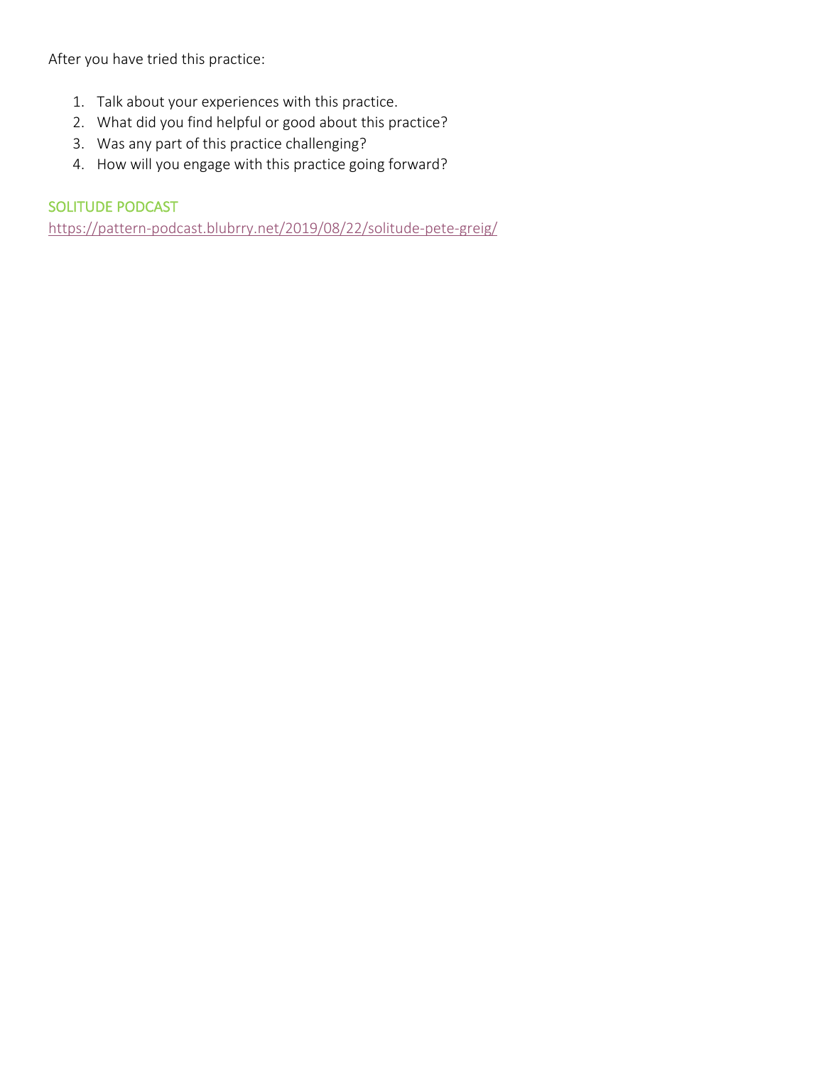After you have tried this practice:

1. Talk about your experiences with this practice.
2. What did you find helpful or good about this practice?
3. Was any part of this practice challenging?
4. How will you engage with this practice going forward?

## SOLITUDE PODCAST

https://pattern-podcast.blubrry.net/2019/08/22/solitude-pete-greig/